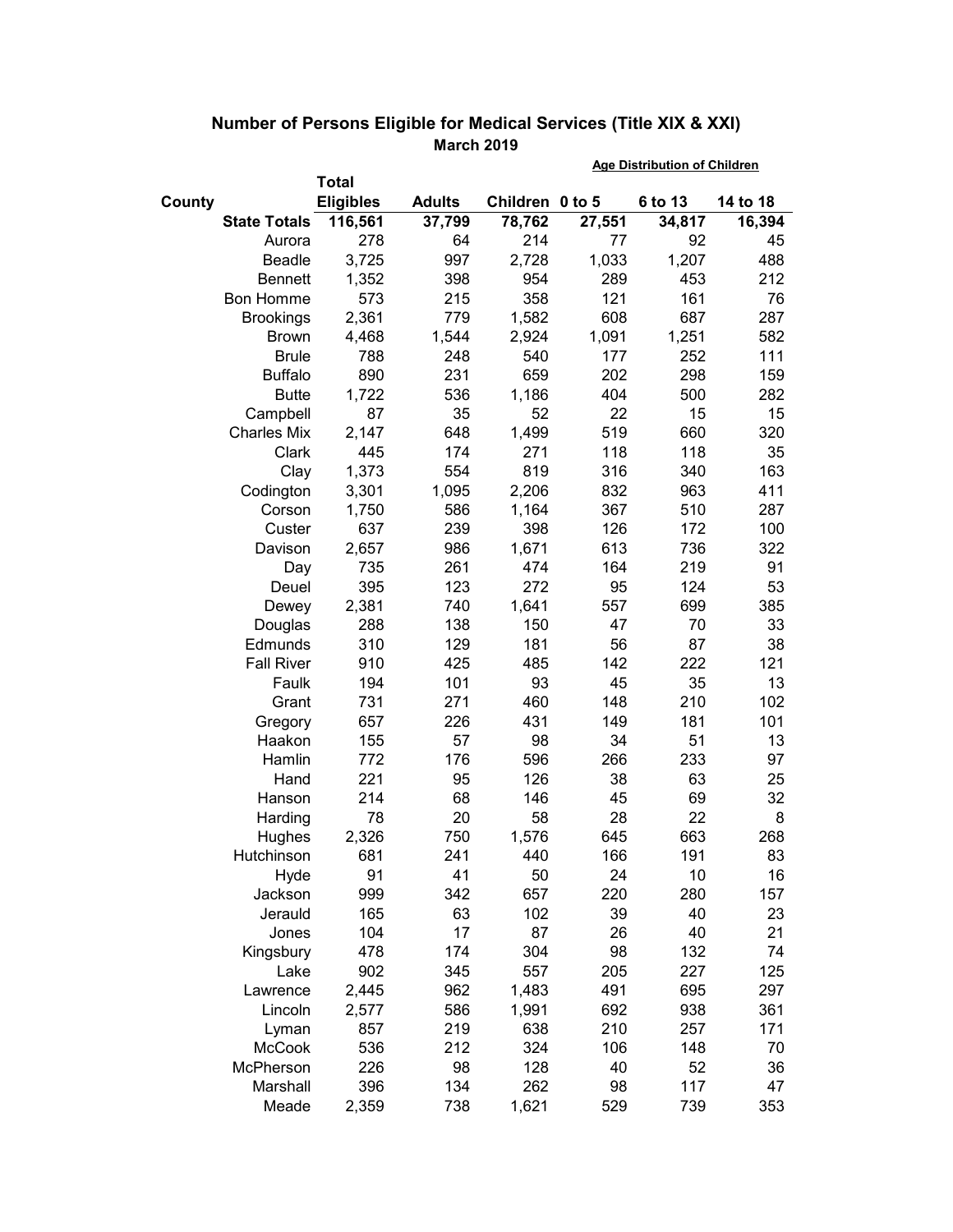## Number of Persons Eligible for Medical Services (Title XIX & XXI)

### March 2019

| County | Total Eligibles | Adults | Children | Age Distribution of Children 0 to 5 | 6 to 13 | 14 to 18 |
|---|---|---|---|---|---|---|
| **State Totals** | **116,561** | **37,799** | **78,762** | **27,551** | **34,817** | **16,394** |
| Aurora | 278 | 64 | 214 | 77 | 92 | 45 |
| Beadle | 3,725 | 997 | 2,728 | 1,033 | 1,207 | 488 |
| Bennett | 1,352 | 398 | 954 | 289 | 453 | 212 |
| Bon Homme | 573 | 215 | 358 | 121 | 161 | 76 |
| Brookings | 2,361 | 779 | 1,582 | 608 | 687 | 287 |
| Brown | 4,468 | 1,544 | 2,924 | 1,091 | 1,251 | 582 |
| Brule | 788 | 248 | 540 | 177 | 252 | 111 |
| Buffalo | 890 | 231 | 659 | 202 | 298 | 159 |
| Butte | 1,722 | 536 | 1,186 | 404 | 500 | 282 |
| Campbell | 87 | 35 | 52 | 22 | 15 | 15 |
| Charles Mix | 2,147 | 648 | 1,499 | 519 | 660 | 320 |
| Clark | 445 | 174 | 271 | 118 | 118 | 35 |
| Clay | 1,373 | 554 | 819 | 316 | 340 | 163 |
| Codington | 3,301 | 1,095 | 2,206 | 832 | 963 | 411 |
| Corson | 1,750 | 586 | 1,164 | 367 | 510 | 287 |
| Custer | 637 | 239 | 398 | 126 | 172 | 100 |
| Davison | 2,657 | 986 | 1,671 | 613 | 736 | 322 |
| Day | 735 | 261 | 474 | 164 | 219 | 91 |
| Deuel | 395 | 123 | 272 | 95 | 124 | 53 |
| Dewey | 2,381 | 740 | 1,641 | 557 | 699 | 385 |
| Douglas | 288 | 138 | 150 | 47 | 70 | 33 |
| Edmunds | 310 | 129 | 181 | 56 | 87 | 38 |
| Fall River | 910 | 425 | 485 | 142 | 222 | 121 |
| Faulk | 194 | 101 | 93 | 45 | 35 | 13 |
| Grant | 731 | 271 | 460 | 148 | 210 | 102 |
| Gregory | 657 | 226 | 431 | 149 | 181 | 101 |
| Haakon | 155 | 57 | 98 | 34 | 51 | 13 |
| Hamlin | 772 | 176 | 596 | 266 | 233 | 97 |
| Hand | 221 | 95 | 126 | 38 | 63 | 25 |
| Hanson | 214 | 68 | 146 | 45 | 69 | 32 |
| Harding | 78 | 20 | 58 | 28 | 22 | 8 |
| Hughes | 2,326 | 750 | 1,576 | 645 | 663 | 268 |
| Hutchinson | 681 | 241 | 440 | 166 | 191 | 83 |
| Hyde | 91 | 41 | 50 | 24 | 10 | 16 |
| Jackson | 999 | 342 | 657 | 220 | 280 | 157 |
| Jerauld | 165 | 63 | 102 | 39 | 40 | 23 |
| Jones | 104 | 17 | 87 | 26 | 40 | 21 |
| Kingsbury | 478 | 174 | 304 | 98 | 132 | 74 |
| Lake | 902 | 345 | 557 | 205 | 227 | 125 |
| Lawrence | 2,445 | 962 | 1,483 | 491 | 695 | 297 |
| Lincoln | 2,577 | 586 | 1,991 | 692 | 938 | 361 |
| Lyman | 857 | 219 | 638 | 210 | 257 | 171 |
| McCook | 536 | 212 | 324 | 106 | 148 | 70 |
| McPherson | 226 | 98 | 128 | 40 | 52 | 36 |
| Marshall | 396 | 134 | 262 | 98 | 117 | 47 |
| Meade | 2,359 | 738 | 1,621 | 529 | 739 | 353 |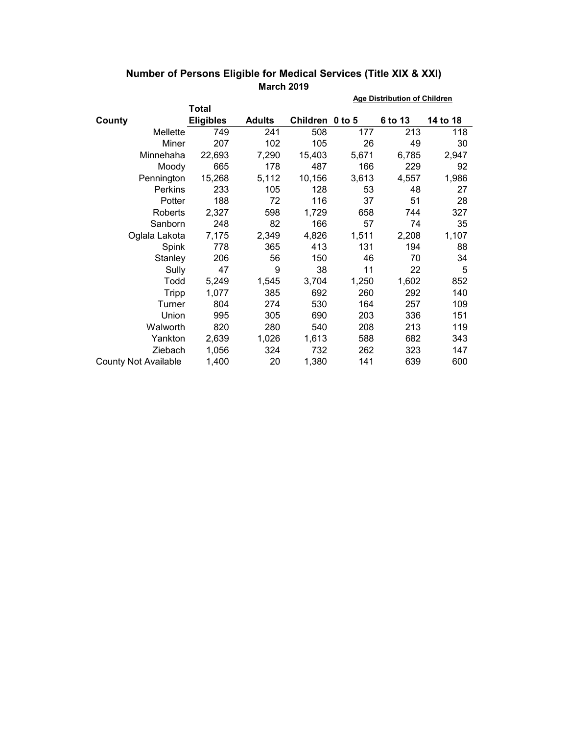## Number of Persons Eligible for Medical Services (Title XIX & XXI)

**March 2019**

| County | Total Eligibles | Adults | Children | Age Distribution of Children: 0 to 5 | 6 to 13 | 14 to 18 |
|---|---|---|---|---|---|---|
| Mellette | 749 | 241 | 508 | 177 | 213 | 118 |
| Miner | 207 | 102 | 105 | 26 | 49 | 30 |
| Minnehaha | 22,693 | 7,290 | 15,403 | 5,671 | 6,785 | 2,947 |
| Moody | 665 | 178 | 487 | 166 | 229 | 92 |
| Pennington | 15,268 | 5,112 | 10,156 | 3,613 | 4,557 | 1,986 |
| Perkins | 233 | 105 | 128 | 53 | 48 | 27 |
| Potter | 188 | 72 | 116 | 37 | 51 | 28 |
| Roberts | 2,327 | 598 | 1,729 | 658 | 744 | 327 |
| Sanborn | 248 | 82 | 166 | 57 | 74 | 35 |
| Oglala Lakota | 7,175 | 2,349 | 4,826 | 1,511 | 2,208 | 1,107 |
| Spink | 778 | 365 | 413 | 131 | 194 | 88 |
| Stanley | 206 | 56 | 150 | 46 | 70 | 34 |
| Sully | 47 | 9 | 38 | 11 | 22 | 5 |
| Todd | 5,249 | 1,545 | 3,704 | 1,250 | 1,602 | 852 |
| Tripp | 1,077 | 385 | 692 | 260 | 292 | 140 |
| Turner | 804 | 274 | 530 | 164 | 257 | 109 |
| Union | 995 | 305 | 690 | 203 | 336 | 151 |
| Walworth | 820 | 280 | 540 | 208 | 213 | 119 |
| Yankton | 2,639 | 1,026 | 1,613 | 588 | 682 | 343 |
| Ziebach | 1,056 | 324 | 732 | 262 | 323 | 147 |
| County Not Available | 1,400 | 20 | 1,380 | 141 | 639 | 600 |